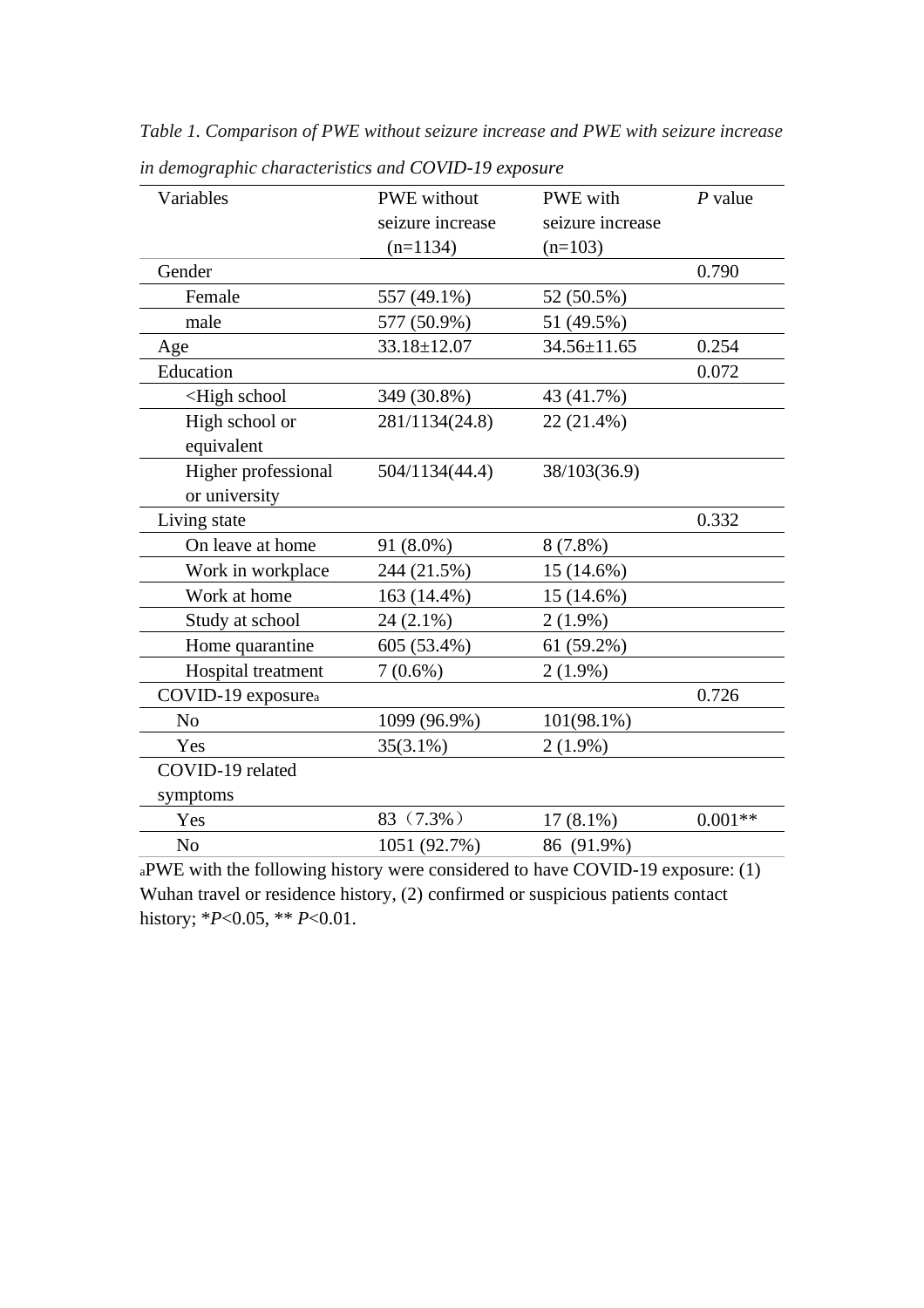*Table 1. Comparison of PWE without seizure increase and PWE with seizure increase in demographic characteristics and COVID-19 exposure*

| Variables | PWE without seizure increase (n=1134) | PWE with seizure increase (n=103) | *P* value |
|---|---|---|---|
| Gender | | | 0.790 |
| Female | 557 (49.1%) | 52 (50.5%) | |
| male | 577 (50.9%) | 51 (49.5%) | |
| Age | 33.18±12.07 | 34.56±11.65 | 0.254 |
| Education | | | 0.072 |
| <High school | 349 (30.8%) | 43 (41.7%) | |
| High school or equivalent | 281/1134(24.8) | 22 (21.4%) | |
| Higher professional or university | 504/1134(44.4) | 38/103(36.9) | |
| Living state | | | 0.332 |
| On leave at home | 91 (8.0%) | 8 (7.8%) | |
| Work in workplace | 244 (21.5%) | 15 (14.6%) | |
| Work at home | 163 (14.4%) | 15 (14.6%) | |
| Study at school | 24 (2.1%) | 2 (1.9%) | |
| Home quarantine | 605 (53.4%) | 61 (59.2%) | |
| Hospital treatment | 7 (0.6%) | 2 (1.9%) | |
| COVID-19 exposure[a] | | | 0.726 |
| No | 1099 (96.9%) | 101(98.1%) | |
| Yes | 35(3.1%) | 2 (1.9%) | |
| COVID-19 related symptoms | | | |
| Yes | 83（7.3%） | 17 (8.1%) | 0.001** |
| No | 1051 (92.7%) | 86 (91.9%) | |

[a]PWE with the following history were considered to have COVID-19 exposure: (1) Wuhan travel or residence history, (2) confirmed or suspicious patients contact history; \**P*<0.05, ** *P*<0.01.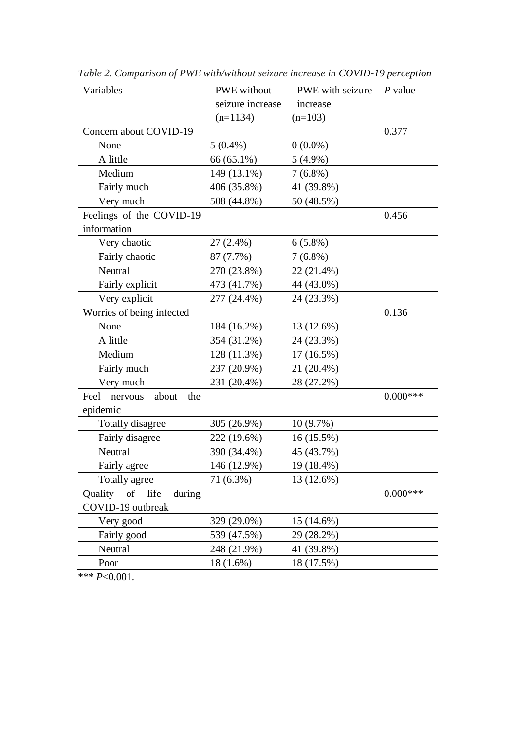*Table 2. Comparison of PWE with/without seizure increase in COVID-19 perception*

| Variables | PWE without seizure increase (n=1134) | PWE with seizure increase (n=103) | *P* value |
|---|---|---|---|
| Concern about COVID-19 | | | 0.377 |
| None | 5 (0.4%) | 0 (0.0%) | |
| A little | 66 (65.1%) | 5 (4.9%) | |
| Medium | 149 (13.1%) | 7 (6.8%) | |
| Fairly much | 406 (35.8%) | 41 (39.8%) | |
| Very much | 508 (44.8%) | 50 (48.5%) | |
| Feelings of the COVID-19 information | | | 0.456 |
| Very chaotic | 27 (2.4%) | 6 (5.8%) | |
| Fairly chaotic | 87 (7.7%) | 7 (6.8%) | |
| Neutral | 270 (23.8%) | 22 (21.4%) | |
| Fairly explicit | 473 (41.7%) | 44 (43.0%) | |
| Very explicit | 277 (24.4%) | 24 (23.3%) | |
| Worries of being infected | | | 0.136 |
| None | 184 (16.2%) | 13 (12.6%) | |
| A little | 354 (31.2%) | 24 (23.3%) | |
| Medium | 128 (11.3%) | 17 (16.5%) | |
| Fairly much | 237 (20.9%) | 21 (20.4%) | |
| Very much | 231 (20.4%) | 28 (27.2%) | |
| Feel nervous about the epidemic | | | 0.000*** |
| Totally disagree | 305 (26.9%) | 10 (9.7%) | |
| Fairly disagree | 222 (19.6%) | 16 (15.5%) | |
| Neutral | 390 (34.4%) | 45 (43.7%) | |
| Fairly agree | 146 (12.9%) | 19 (18.4%) | |
| Totally agree | 71 (6.3%) | 13 (12.6%) | |
| Quality of life during COVID-19 outbreak | | | 0.000*** |
| Very good | 329 (29.0%) | 15 (14.6%) | |
| Fairly good | 539 (47.5%) | 29 (28.2%) | |
| Neutral | 248 (21.9%) | 41 (39.8%) | |
| Poor | 18 (1.6%) | 18 (17.5%) | |

*** $P<0.001$.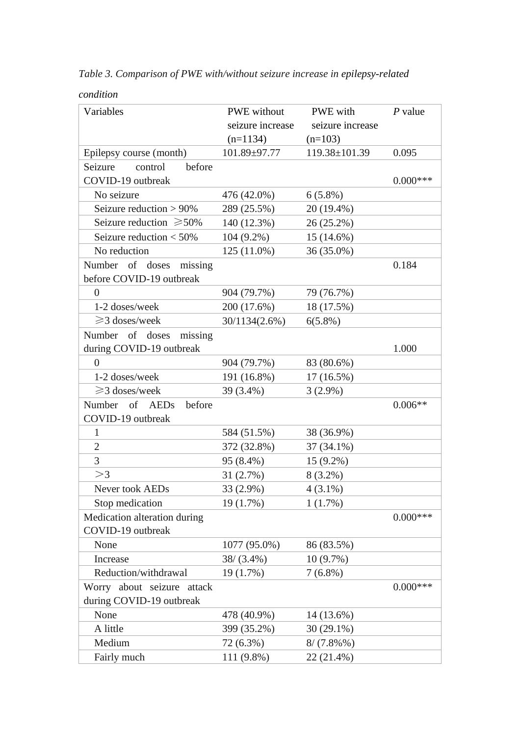*Table 3. Comparison of PWE with/without seizure increase in epilepsy-related condition*

| Variables | PWE without seizure increase (n=1134) | PWE with seizure increase (n=103) | *P* value |
|---|---|---|---|
| Epilepsy course (month) | 101.89±97.77 | 119.38±101.39 | 0.095 |
| Seizure control before COVID-19 outbreak | | | 0.000*** |
| No seizure | 476 (42.0%) | 6 (5.8%) | |
| Seizure reduction > 90% | 289 (25.5%) | 20 (19.4%) | |
| Seizure reduction ⩾50% | 140 (12.3%) | 26 (25.2%) | |
| Seizure reduction < 50% | 104 (9.2%) | 15 (14.6%) | |
| No reduction | 125 (11.0%) | 36 (35.0%) | |
| Number of doses missing before COVID-19 outbreak | | | 0.184 |
| 0 | 904 (79.7%) | 79 (76.7%) | |
| 1-2 doses/week | 200 (17.6%) | 18 (17.5%) | |
| ⩾3 doses/week | 30/1134(2.6%) | 6(5.8%) | |
| Number of doses missing during COVID-19 outbreak | | | 1.000 |
| 0 | 904 (79.7%) | 83 (80.6%) | |
| 1-2 doses/week | 191 (16.8%) | 17 (16.5%) | |
| ⩾3 doses/week | 39 (3.4%) | 3 (2.9%) | |
| Number of AEDs before COVID-19 outbreak | | | 0.006** |
| 1 | 584 (51.5%) | 38 (36.9%) | |
| 2 | 372 (32.8%) | 37 (34.1%) | |
| 3 | 95 (8.4%) | 15 (9.2%) | |
| ＞3 | 31 (2.7%) | 8 (3.2%) | |
| Never took AEDs | 33 (2.9%) | 4 (3.1%) | |
| Stop medication | 19 (1.7%) | 1 (1.7%) | |
| Medication alteration during COVID-19 outbreak | | | 0.000*** |
| None | 1077 (95.0%) | 86 (83.5%) | |
| Increase | 38/ (3.4%) | 10 (9.7%) | |
| Reduction/withdrawal | 19 (1.7%) | 7 (6.8%) | |
| Worry about seizure attack during COVID-19 outbreak | | | 0.000*** |
| None | 478 (40.9%) | 14 (13.6%) | |
| A little | 399 (35.2%) | 30 (29.1%) | |
| Medium | 72 (6.3%) | 8/ (7.8%%) | |
| Fairly much | 111 (9.8%) | 22 (21.4%) | |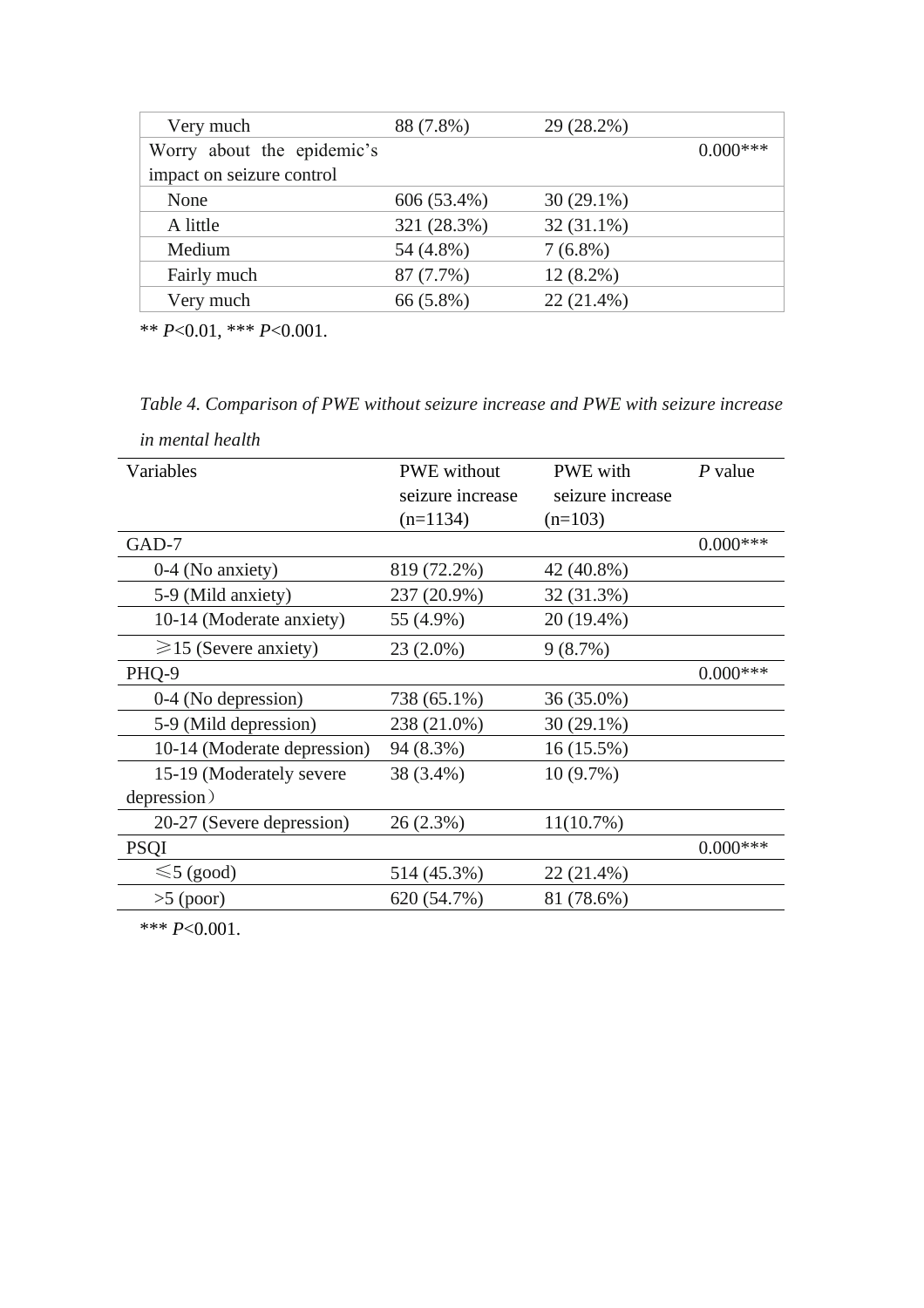| | | | |
|---|---|---|---|
| Very much | 88 (7.8%) | 29 (28.2%) | |
| Worry about the epidemic's impact on seizure control | | | 0.000*** |
| None | 606 (53.4%) | 30 (29.1%) | |
| A little | 321 (28.3%) | 32 (31.1%) | |
| Medium | 54 (4.8%) | 7 (6.8%) | |
| Fairly much | 87 (7.7%) | 12 (8.2%) | |
| Very much | 66 (5.8%) | 22 (21.4%) | |

** *P*<0.01, *** *P*<0.001.

*Table 4. Comparison of PWE without seizure increase and PWE with seizure increase in mental health*

| Variables | PWE without seizure increase (n=1134) | PWE with seizure increase (n=103) | *P* value |
|---|---|---|---|
| GAD-7 | | | 0.000*** |
| 0-4 (No anxiety) | 819 (72.2%) | 42 (40.8%) | |
| 5-9 (Mild anxiety) | 237 (20.9%) | 32 (31.3%) | |
| 10-14 (Moderate anxiety) | 55 (4.9%) | 20 (19.4%) | |
| ⩾15 (Severe anxiety) | 23 (2.0%) | 9 (8.7%) | |
| PHQ-9 | | | 0.000*** |
| 0-4 (No depression) | 738 (65.1%) | 36 (35.0%) | |
| 5-9 (Mild depression) | 238 (21.0%) | 30 (29.1%) | |
| 10-14 (Moderate depression) | 94 (8.3%) | 16 (15.5%) | |
| 15-19 (Moderately severe depression） | 38 (3.4%) | 10 (9.7%) | |
| 20-27 (Severe depression) | 26 (2.3%) | 11(10.7%) | |
| PSQI | | | 0.000*** |
| ⩽5 (good) | 514 (45.3%) | 22 (21.4%) | |
| >5 (poor) | 620 (54.7%) | 81 (78.6%) | |

*** *P*<0.001.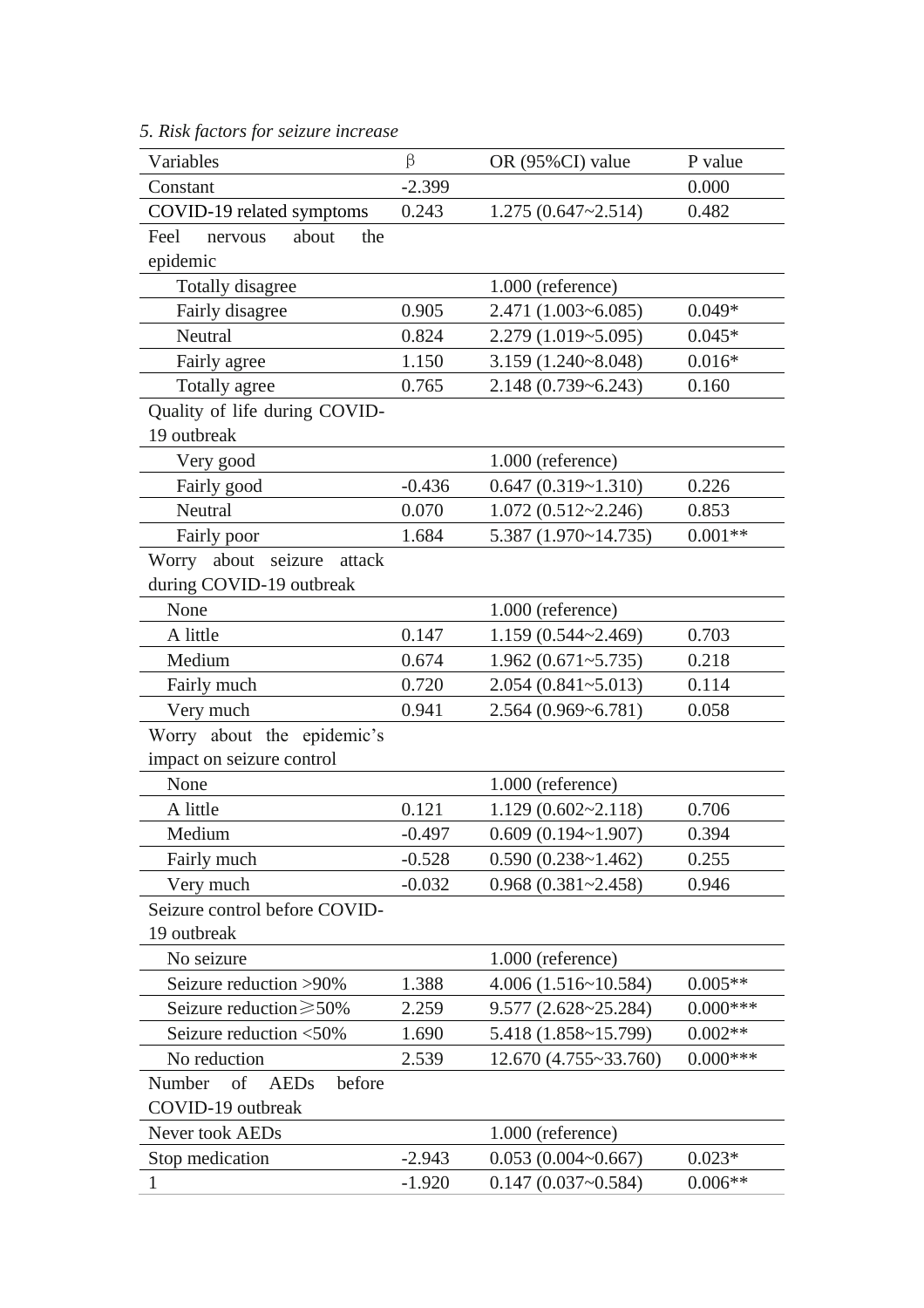*5. Risk factors for seizure increase*

| Variables | β | OR (95%CI) value | P value |
|---|---|---|---|
| Constant | -2.399 | | 0.000 |
| COVID-19 related symptoms | 0.243 | 1.275 (0.647~2.514) | 0.482 |
| Feel nervous about the epidemic | | | |
| Totally disagree | | 1.000 (reference) | |
| Fairly disagree | 0.905 | 2.471 (1.003~6.085) | 0.049* |
| Neutral | 0.824 | 2.279 (1.019~5.095) | 0.045* |
| Fairly agree | 1.150 | 3.159 (1.240~8.048) | 0.016* |
| Totally agree | 0.765 | 2.148 (0.739~6.243) | 0.160 |
| Quality of life during COVID-19 outbreak | | | |
| Very good | | 1.000 (reference) | |
| Fairly good | -0.436 | 0.647 (0.319~1.310) | 0.226 |
| Neutral | 0.070 | 1.072 (0.512~2.246) | 0.853 |
| Fairly poor | 1.684 | 5.387 (1.970~14.735) | 0.001** |
| Worry about seizure attack during COVID-19 outbreak | | | |
| None | | 1.000 (reference) | |
| A little | 0.147 | 1.159 (0.544~2.469) | 0.703 |
| Medium | 0.674 | 1.962 (0.671~5.735) | 0.218 |
| Fairly much | 0.720 | 2.054 (0.841~5.013) | 0.114 |
| Very much | 0.941 | 2.564 (0.969~6.781) | 0.058 |
| Worry about the epidemic's impact on seizure control | | | |
| None | | 1.000 (reference) | |
| A little | 0.121 | 1.129 (0.602~2.118) | 0.706 |
| Medium | -0.497 | 0.609 (0.194~1.907) | 0.394 |
| Fairly much | -0.528 | 0.590 (0.238~1.462) | 0.255 |
| Very much | -0.032 | 0.968 (0.381~2.458) | 0.946 |
| Seizure control before COVID-19 outbreak | | | |
| No seizure | | 1.000 (reference) | |
| Seizure reduction >90% | 1.388 | 4.006 (1.516~10.584) | 0.005** |
| Seizure reduction ≥50% | 2.259 | 9.577 (2.628~25.284) | 0.000*** |
| Seizure reduction <50% | 1.690 | 5.418 (1.858~15.799) | 0.002** |
| No reduction | 2.539 | 12.670 (4.755~33.760) | 0.000*** |
| Number of AEDs before COVID-19 outbreak | | | |
| Never took AEDs | | 1.000 (reference) | |
| Stop medication | -2.943 | 0.053 (0.004~0.667) | 0.023* |
| 1 | -1.920 | 0.147 (0.037~0.584) | 0.006** |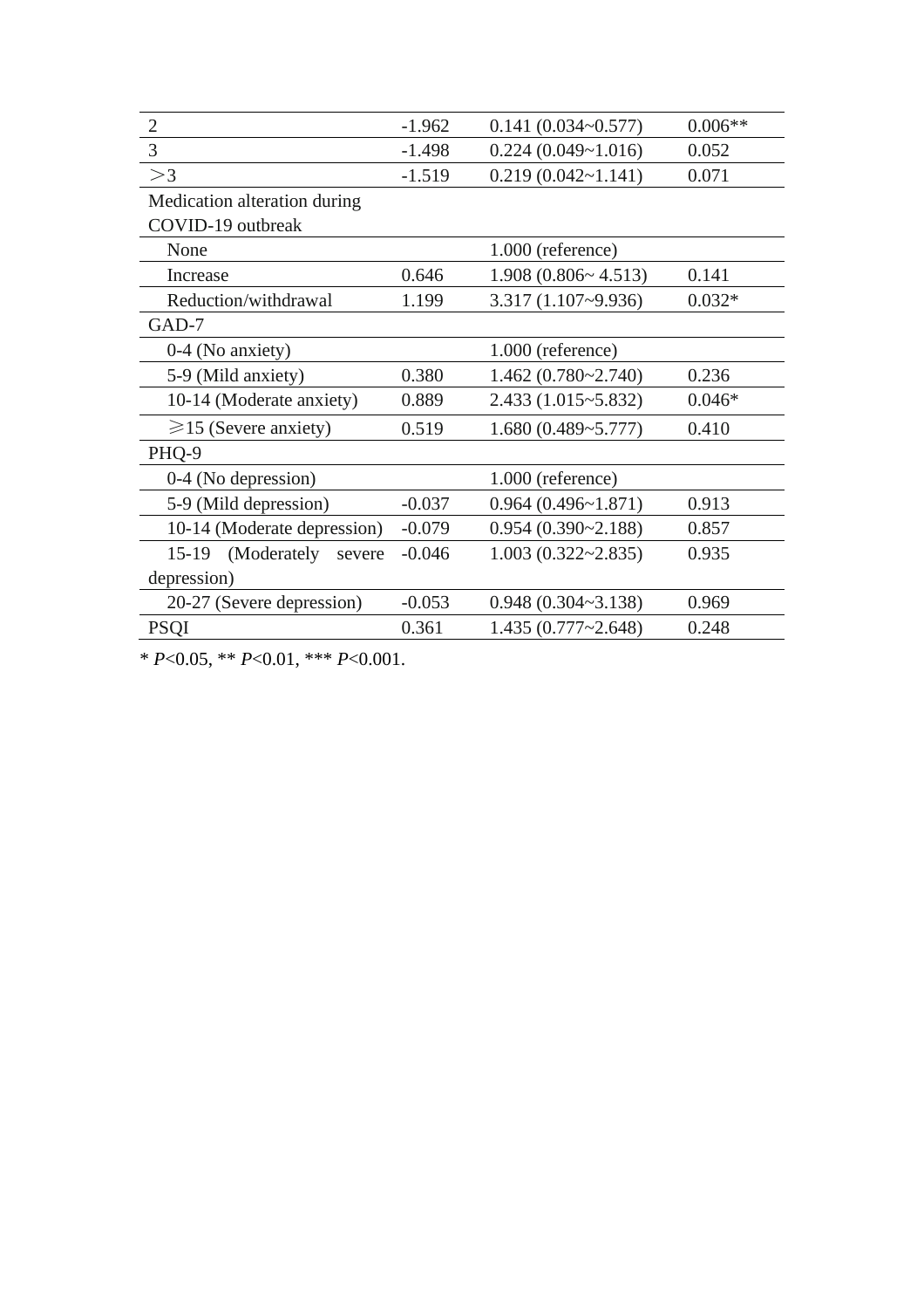| | | | |
|---|---|---|---|
| 2 | -1.962 | 0.141 (0.034~0.577) | 0.006** |
| 3 | -1.498 | 0.224 (0.049~1.016) | 0.052 |
| ＞3 | -1.519 | 0.219 (0.042~1.141) | 0.071 |
| Medication alteration during COVID-19 outbreak | | | |
| None | | 1.000 (reference) | |
| Increase | 0.646 | 1.908 (0.806~ 4.513) | 0.141 |
| Reduction/withdrawal | 1.199 | 3.317 (1.107~9.936) | 0.032* |
| GAD-7 | | | |
| 0-4 (No anxiety) | | 1.000 (reference) | |
| 5-9 (Mild anxiety) | 0.380 | 1.462 (0.780~2.740) | 0.236 |
| 10-14 (Moderate anxiety) | 0.889 | 2.433 (1.015~5.832) | 0.046* |
| ⩾15 (Severe anxiety) | 0.519 | 1.680 (0.489~5.777) | 0.410 |
| PHQ-9 | | | |
| 0-4 (No depression) | | 1.000 (reference) | |
| 5-9 (Mild depression) | -0.037 | 0.964 (0.496~1.871) | 0.913 |
| 10-14 (Moderate depression) | -0.079 | 0.954 (0.390~2.188) | 0.857 |
| 15-19 (Moderately severe depression) | -0.046 | 1.003 (0.322~2.835) | 0.935 |
| 20-27 (Severe depression) | -0.053 | 0.948 (0.304~3.138) | 0.969 |
| PSQI | 0.361 | 1.435 (0.777~2.648) | 0.248 |

* *P*<0.05, ** *P*<0.01, *** *P*<0.001.